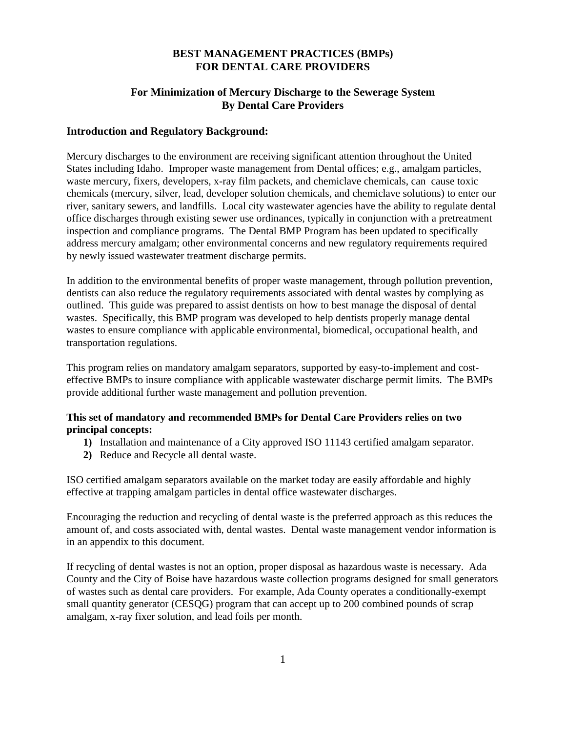# BEST MANAGEMENT PRACTICES (BMPs) FOR DENTAL CARE PROVIDERS

## For Minimization of Mercury Discharge to the Sewerage System By Dental Care Providers

### Introduction and Regulatory Background:

Mercury discharges to the environment are receiving significant attention throughout the United States including Idaho. Improper waste management from Dental offices; e.g., amalgam particles, waste mercury, fixers, developers, x-ray film packets, and chemiclave chemicals, can cause toxic chemicals (mercury, silver, lead, developer solution chemicals, and chemiclave solutions) to enter our river, sanitary sewers, and landfills. Local city wastewater agencies have the ability to regulate dental office discharges through existing sewer use ordinances, typically in conjunction with a pretreatment inspection and compliance programs. The Dental BMP Program has been updated to specifically address mercury amalgam; other environmental concerns and new regulatory requirements required by newly issued wastewater treatment discharge permits.

In addition to the environmental benefits of proper waste management, through pollution prevention, dentists can also reduce the regulatory requirements associated with dental wastes by complying as outlined. This guide was prepared to assist dentists on how to best manage the disposal of dental wastes. Specifically, this BMP program was developed to help dentists properly manage dental wastes to ensure compliance with applicable environmental, biomedical, occupational health, and transportation regulations.

This program relies on mandatory amalgam separators, supported by easy-to-implement and cost-effective BMPs to insure compliance with applicable wastewater discharge permit limits. The BMPs provide additional further waste management and pollution prevention.

**This set of mandatory and recommended BMPs for Dental Care Providers relies on two principal concepts:**

1. Installation and maintenance of a City approved ISO 11143 certified amalgam separator.
2. Reduce and Recycle all dental waste.

ISO certified amalgam separators available on the market today are easily affordable and highly effective at trapping amalgam particles in dental office wastewater discharges.

Encouraging the reduction and recycling of dental waste is the preferred approach as this reduces the amount of, and costs associated with, dental wastes. Dental waste management vendor information is in an appendix to this document.

If recycling of dental wastes is not an option, proper disposal as hazardous waste is necessary. Ada County and the City of Boise have hazardous waste collection programs designed for small generators of wastes such as dental care providers. For example, Ada County operates a conditionally-exempt small quantity generator (CESQG) program that can accept up to 200 combined pounds of scrap amalgam, x-ray fixer solution, and lead foils per month.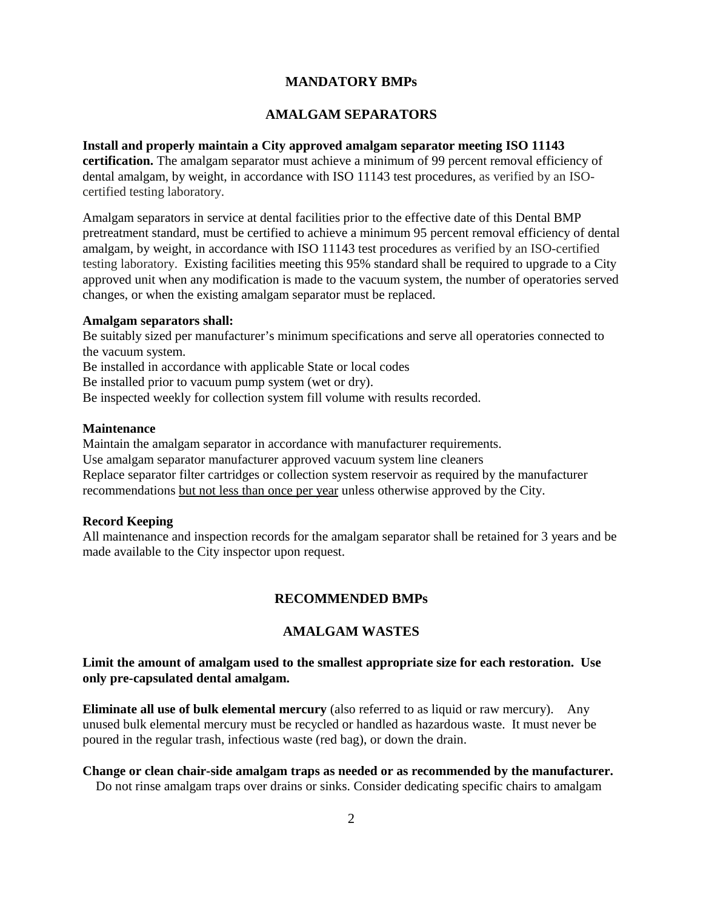## MANDATORY BMPs

### AMALGAM SEPARATORS

**Install and properly maintain a City approved amalgam separator meeting ISO 11143 certification.** The amalgam separator must achieve a minimum of 99 percent removal efficiency of dental amalgam, by weight, in accordance with ISO 11143 test procedures, as verified by an ISO-certified testing laboratory.

Amalgam separators in service at dental facilities prior to the effective date of this Dental BMP pretreatment standard, must be certified to achieve a minimum 95 percent removal efficiency of dental amalgam, by weight, in accordance with ISO 11143 test procedures as verified by an ISO-certified testing laboratory. Existing facilities meeting this 95% standard shall be required to upgrade to a City approved unit when any modification is made to the vacuum system, the number of operatories served changes, or when the existing amalgam separator must be replaced.

**Amalgam separators shall:**

Be suitably sized per manufacturer's minimum specifications and serve all operatories connected to the vacuum system.
Be installed in accordance with applicable State or local codes
Be installed prior to vacuum pump system (wet or dry).
Be inspected weekly for collection system fill volume with results recorded.

**Maintenance**

Maintain the amalgam separator in accordance with manufacturer requirements.
Use amalgam separator manufacturer approved vacuum system line cleaners
Replace separator filter cartridges or collection system reservoir as required by the manufacturer recommendations <u>but not less than once per year</u> unless otherwise approved by the City.

**Record Keeping**

All maintenance and inspection records for the amalgam separator shall be retained for 3 years and be made available to the City inspector upon request.

## RECOMMENDED BMPs

### AMALGAM WASTES

**Limit the amount of amalgam used to the smallest appropriate size for each restoration. Use only pre-capsulated dental amalgam.**

**Eliminate all use of bulk elemental mercury** (also referred to as liquid or raw mercury). Any unused bulk elemental mercury must be recycled or handled as hazardous waste. It must never be poured in the regular trash, infectious waste (red bag), or down the drain.

**Change or clean chair-side amalgam traps as needed or as recommended by the manufacturer.** Do not rinse amalgam traps over drains or sinks. Consider dedicating specific chairs to amalgam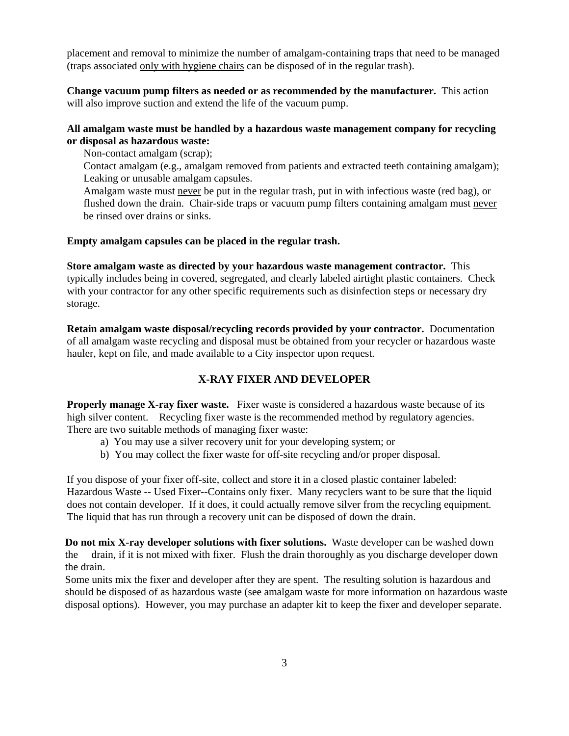placement and removal to minimize the number of amalgam-containing traps that need to be managed (traps associated <u>only with hygiene chairs</u> can be disposed of in the regular trash).

**Change vacuum pump filters as needed or as recommended by the manufacturer.** This action will also improve suction and extend the life of the vacuum pump.

**All amalgam waste must be handled by a hazardous waste management company for recycling or disposal as hazardous waste:**

Non-contact amalgam (scrap);
Contact amalgam (e.g., amalgam removed from patients and extracted teeth containing amalgam);
Leaking or unusable amalgam capsules.
Amalgam waste must <u>never</u> be put in the regular trash, put in with infectious waste (red bag), or flushed down the drain. Chair-side traps or vacuum pump filters containing amalgam must <u>never</u> be rinsed over drains or sinks.

**Empty amalgam capsules can be placed in the regular trash.**

**Store amalgam waste as directed by your hazardous waste management contractor.** This typically includes being in covered, segregated, and clearly labeled airtight plastic containers. Check with your contractor for any other specific requirements such as disinfection steps or necessary dry storage.

**Retain amalgam waste disposal/recycling records provided by your contractor.** Documentation of all amalgam waste recycling and disposal must be obtained from your recycler or hazardous waste hauler, kept on file, and made available to a City inspector upon request.

## X-RAY FIXER AND DEVELOPER

**Properly manage X-ray fixer waste.** Fixer waste is considered a hazardous waste because of its high silver content. Recycling fixer waste is the recommended method by regulatory agencies. There are two suitable methods of managing fixer waste:

a) You may use a silver recovery unit for your developing system; or
b) You may collect the fixer waste for off-site recycling and/or proper disposal.

If you dispose of your fixer off-site, collect and store it in a closed plastic container labeled: Hazardous Waste -- Used Fixer--Contains only fixer. Many recyclers want to be sure that the liquid does not contain developer. If it does, it could actually remove silver from the recycling equipment. The liquid that has run through a recovery unit can be disposed of down the drain.

**Do not mix X-ray developer solutions with fixer solutions.** Waste developer can be washed down the drain, if it is not mixed with fixer. Flush the drain thoroughly as you discharge developer down the drain.
Some units mix the fixer and developer after they are spent. The resulting solution is hazardous and should be disposed of as hazardous waste (see amalgam waste for more information on hazardous waste disposal options). However, you may purchase an adapter kit to keep the fixer and developer separate.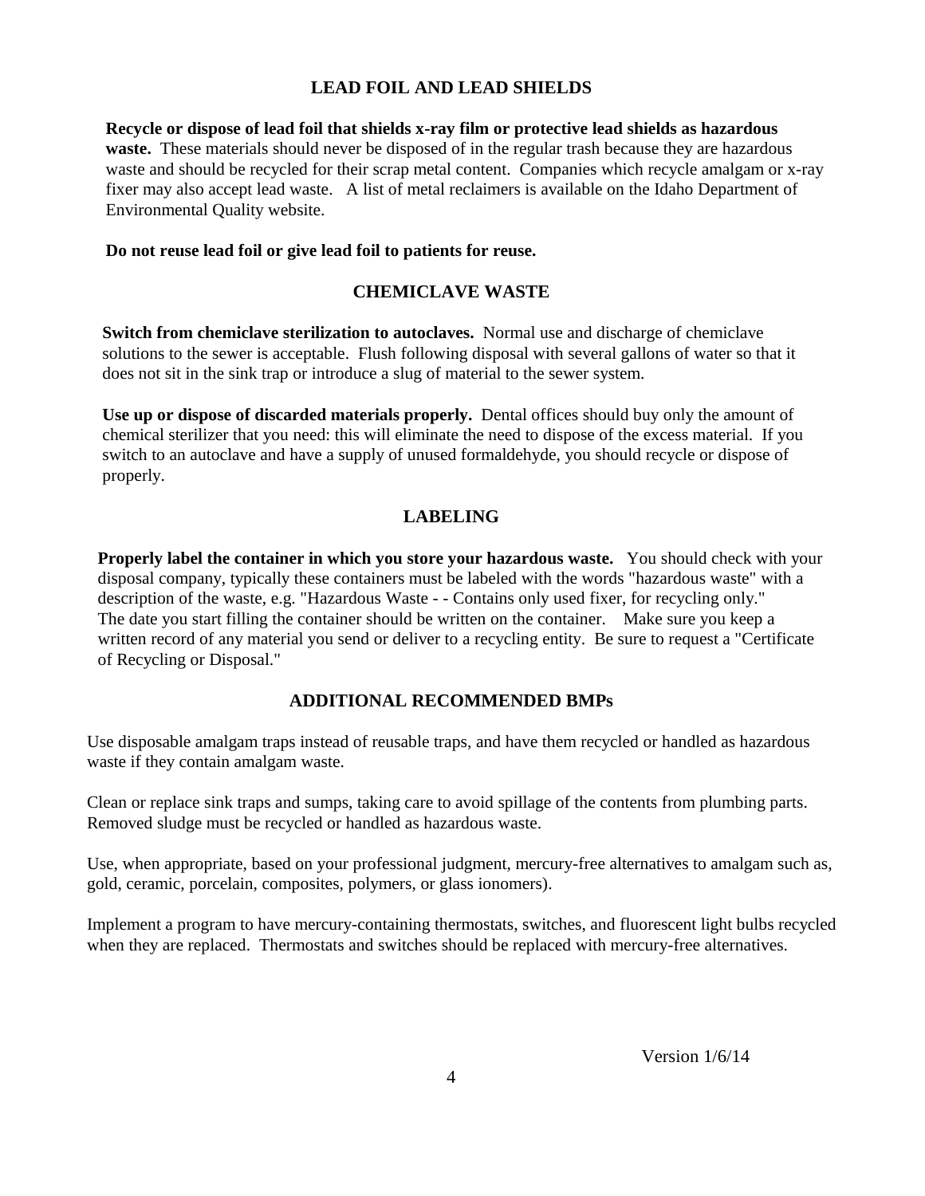## LEAD FOIL AND LEAD SHIELDS

**Recycle or dispose of lead foil that shields x-ray film or protective lead shields as hazardous waste.** These materials should never be disposed of in the regular trash because they are hazardous waste and should be recycled for their scrap metal content. Companies which recycle amalgam or x-ray fixer may also accept lead waste. A list of metal reclaimers is available on the Idaho Department of Environmental Quality website.

**Do not reuse lead foil or give lead foil to patients for reuse.**

## CHEMICLAVE WASTE

**Switch from chemiclave sterilization to autoclaves.** Normal use and discharge of chemiclave solutions to the sewer is acceptable. Flush following disposal with several gallons of water so that it does not sit in the sink trap or introduce a slug of material to the sewer system.

**Use up or dispose of discarded materials properly.** Dental offices should buy only the amount of chemical sterilizer that you need: this will eliminate the need to dispose of the excess material. If you switch to an autoclave and have a supply of unused formaldehyde, you should recycle or dispose of properly.

## LABELING

**Properly label the container in which you store your hazardous waste.** You should check with your disposal company, typically these containers must be labeled with the words "hazardous waste" with a description of the waste, e.g. "Hazardous Waste - - Contains only used fixer, for recycling only." The date you start filling the container should be written on the container. Make sure you keep a written record of any material you send or deliver to a recycling entity. Be sure to request a "Certificate of Recycling or Disposal."

## ADDITIONAL RECOMMENDED BMPs

Use disposable amalgam traps instead of reusable traps, and have them recycled or handled as hazardous waste if they contain amalgam waste.

Clean or replace sink traps and sumps, taking care to avoid spillage of the contents from plumbing parts. Removed sludge must be recycled or handled as hazardous waste.

Use, when appropriate, based on your professional judgment, mercury-free alternatives to amalgam such as, gold, ceramic, porcelain, composites, polymers, or glass ionomers).

Implement a program to have mercury-containing thermostats, switches, and fluorescent light bulbs recycled when they are replaced. Thermostats and switches should be replaced with mercury-free alternatives.

Version 1/6/14